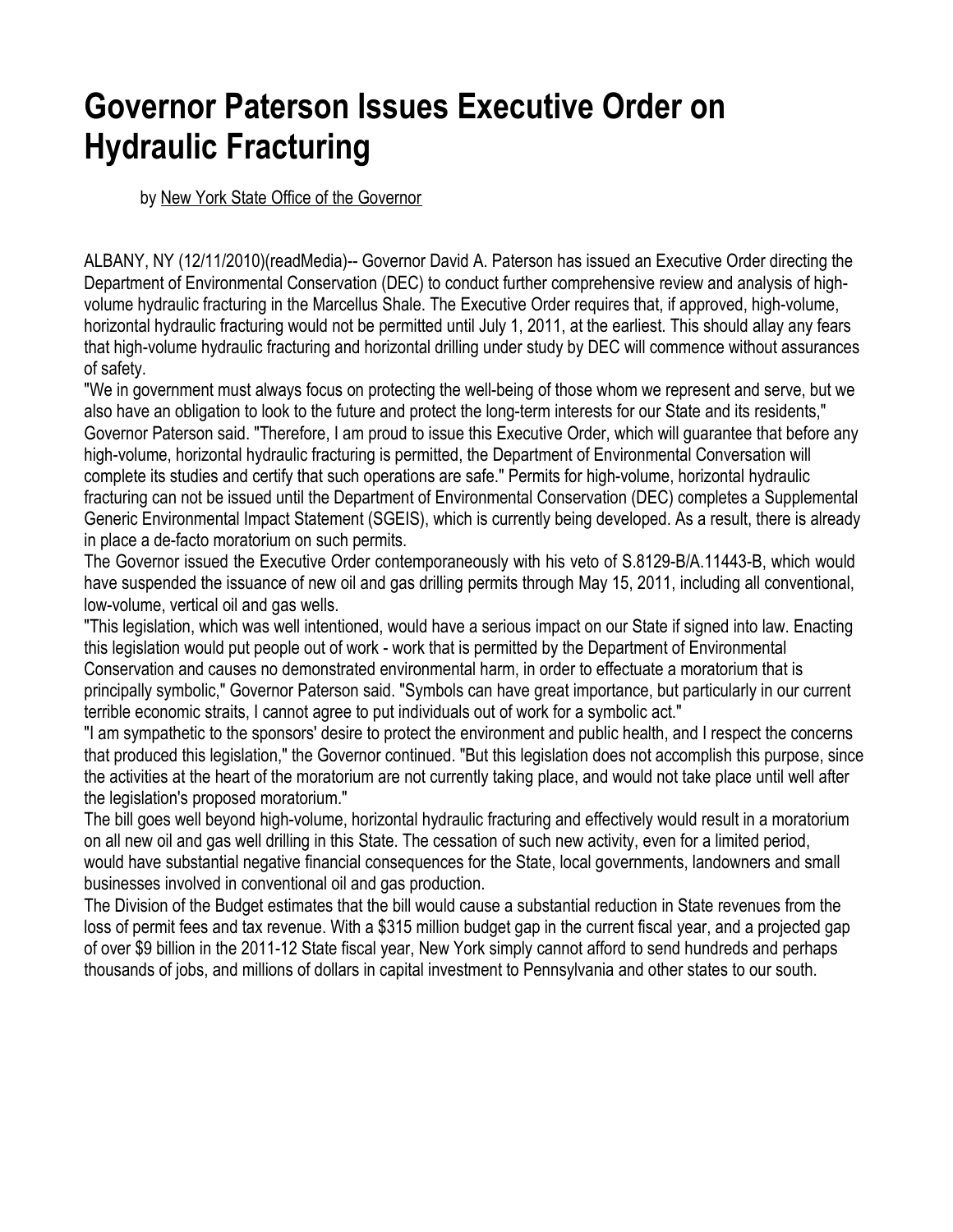# Governor Paterson Issues Executive Order on Hydraulic Fracturing

by New York State Office of the Governor

ALBANY, NY (12/11/2010)(readMedia)-- Governor David A. Paterson has issued an Executive Order directing the Department of Environmental Conservation (DEC) to conduct further comprehensive review and analysis of high-volume hydraulic fracturing in the Marcellus Shale. The Executive Order requires that, if approved, high-volume, horizontal hydraulic fracturing would not be permitted until July 1, 2011, at the earliest. This should allay any fears that high-volume hydraulic fracturing and horizontal drilling under study by DEC will commence without assurances of safety.

"We in government must always focus on protecting the well-being of those whom we represent and serve, but we also have an obligation to look to the future and protect the long-term interests for our State and its residents," Governor Paterson said. "Therefore, I am proud to issue this Executive Order, which will guarantee that before any high-volume, horizontal hydraulic fracturing is permitted, the Department of Environmental Conversation will complete its studies and certify that such operations are safe." Permits for high-volume, horizontal hydraulic fracturing can not be issued until the Department of Environmental Conservation (DEC) completes a Supplemental Generic Environmental Impact Statement (SGEIS), which is currently being developed. As a result, there is already in place a de-facto moratorium on such permits.

The Governor issued the Executive Order contemporaneously with his veto of S.8129-B/A.11443-B, which would have suspended the issuance of new oil and gas drilling permits through May 15, 2011, including all conventional, low-volume, vertical oil and gas wells.

"This legislation, which was well intentioned, would have a serious impact on our State if signed into law. Enacting this legislation would put people out of work - work that is permitted by the Department of Environmental Conservation and causes no demonstrated environmental harm, in order to effectuate a moratorium that is principally symbolic," Governor Paterson said. "Symbols can have great importance, but particularly in our current terrible economic straits, I cannot agree to put individuals out of work for a symbolic act."

"I am sympathetic to the sponsors' desire to protect the environment and public health, and I respect the concerns that produced this legislation," the Governor continued. "But this legislation does not accomplish this purpose, since the activities at the heart of the moratorium are not currently taking place, and would not take place until well after the legislation's proposed moratorium."

The bill goes well beyond high-volume, horizontal hydraulic fracturing and effectively would result in a moratorium on all new oil and gas well drilling in this State. The cessation of such new activity, even for a limited period, would have substantial negative financial consequences for the State, local governments, landowners and small businesses involved in conventional oil and gas production.

The Division of the Budget estimates that the bill would cause a substantial reduction in State revenues from the loss of permit fees and tax revenue. With a $315 million budget gap in the current fiscal year, and a projected gap of over $9 billion in the 2011-12 State fiscal year, New York simply cannot afford to send hundreds and perhaps thousands of jobs, and millions of dollars in capital investment to Pennsylvania and other states to our south.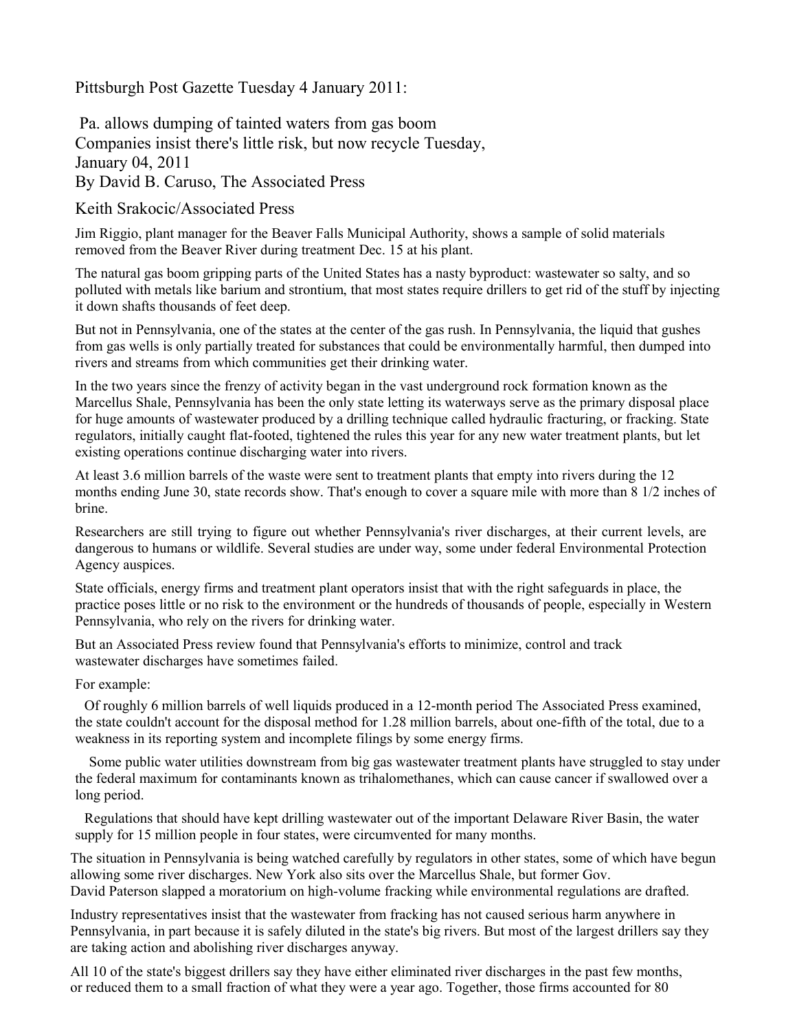Pittsburgh Post Gazette Tuesday 4 January 2011:

# Pa. allows dumping of tainted waters from gas boom

## Companies insist there's little risk, but now recycle Tuesday, January 04, 2011

By David B. Caruso, The Associated Press

Keith Srakocic/Associated Press

Jim Riggio, plant manager for the Beaver Falls Municipal Authority, shows a sample of solid materials removed from the Beaver River during treatment Dec. 15 at his plant.

The natural gas boom gripping parts of the United States has a nasty byproduct: wastewater so salty, and so polluted with metals like barium and strontium, that most states require drillers to get rid of the stuff by injecting it down shafts thousands of feet deep.

But not in Pennsylvania, one of the states at the center of the gas rush. In Pennsylvania, the liquid that gushes from gas wells is only partially treated for substances that could be environmentally harmful, then dumped into rivers and streams from which communities get their drinking water.

In the two years since the frenzy of activity began in the vast underground rock formation known as the Marcellus Shale, Pennsylvania has been the only state letting its waterways serve as the primary disposal place for huge amounts of wastewater produced by a drilling technique called hydraulic fracturing, or fracking. State regulators, initially caught flat-footed, tightened the rules this year for any new water treatment plants, but let existing operations continue discharging water into rivers.

At least 3.6 million barrels of the waste were sent to treatment plants that empty into rivers during the 12 months ending June 30, state records show. That's enough to cover a square mile with more than 8 1/2 inches of brine.

Researchers are still trying to figure out whether Pennsylvania's river discharges, at their current levels, are dangerous to humans or wildlife. Several studies are under way, some under federal Environmental Protection Agency auspices.

State officials, energy firms and treatment plant operators insist that with the right safeguards in place, the practice poses little or no risk to the environment or the hundreds of thousands of people, especially in Western Pennsylvania, who rely on the rivers for drinking water.

But an Associated Press review found that Pennsylvania's efforts to minimize, control and track wastewater discharges have sometimes failed.

For example:

- Of roughly 6 million barrels of well liquids produced in a 12-month period The Associated Press examined, the state couldn't account for the disposal method for 1.28 million barrels, about one-fifth of the total, due to a weakness in its reporting system and incomplete filings by some energy firms.
- Some public water utilities downstream from big gas wastewater treatment plants have struggled to stay under the federal maximum for contaminants known as trihalomethanes, which can cause cancer if swallowed over a long period.
- Regulations that should have kept drilling wastewater out of the important Delaware River Basin, the water supply for 15 million people in four states, were circumvented for many months.

The situation in Pennsylvania is being watched carefully by regulators in other states, some of which have begun allowing some river discharges. New York also sits over the Marcellus Shale, but former Gov. David Paterson slapped a moratorium on high-volume fracking while environmental regulations are drafted.

Industry representatives insist that the wastewater from fracking has not caused serious harm anywhere in Pennsylvania, in part because it is safely diluted in the state's big rivers. But most of the largest drillers say they are taking action and abolishing river discharges anyway.

All 10 of the state's biggest drillers say they have either eliminated river discharges in the past few months, or reduced them to a small fraction of what they were a year ago. Together, those firms accounted for 80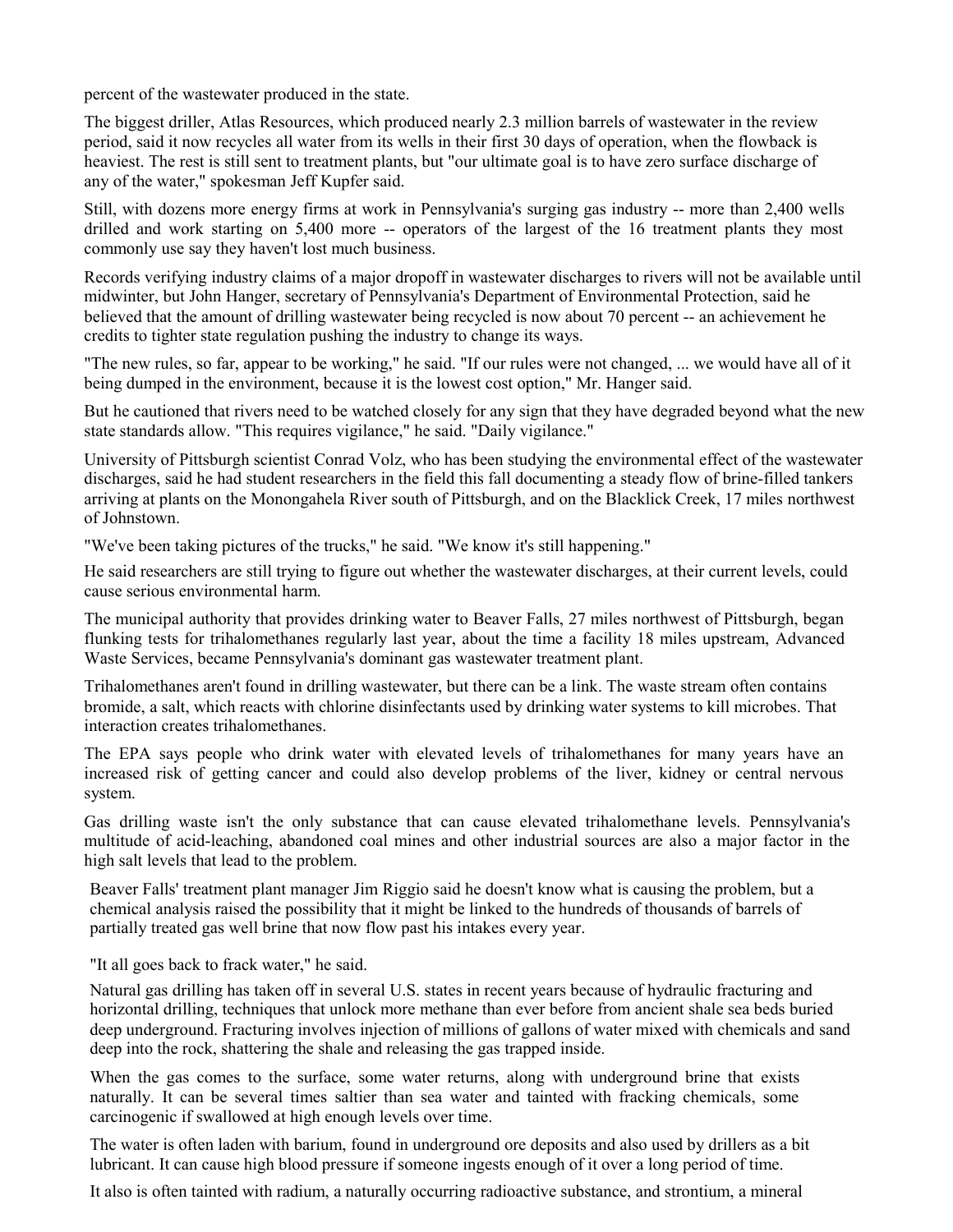percent of the wastewater produced in the state.

The biggest driller, Atlas Resources, which produced nearly 2.3 million barrels of wastewater in the review period, said it now recycles all water from its wells in their first 30 days of operation, when the flowback is heaviest. The rest is still sent to treatment plants, but "our ultimate goal is to have zero surface discharge of any of the water," spokesman Jeff Kupfer said.

Still, with dozens more energy firms at work in Pennsylvania's surging gas industry -- more than 2,400 wells drilled and work starting on 5,400 more -- operators of the largest of the 16 treatment plants they most commonly use say they haven't lost much business.

Records verifying industry claims of a major dropoff in wastewater discharges to rivers will not be available until midwinter, but John Hanger, secretary of Pennsylvania's Department of Environmental Protection, said he believed that the amount of drilling wastewater being recycled is now about 70 percent -- an achievement he credits to tighter state regulation pushing the industry to change its ways.

"The new rules, so far, appear to be working," he said. "If our rules were not changed, ... we would have all of it being dumped in the environment, because it is the lowest cost option," Mr. Hanger said.

But he cautioned that rivers need to be watched closely for any sign that they have degraded beyond what the new state standards allow. "This requires vigilance," he said. "Daily vigilance."

University of Pittsburgh scientist Conrad Volz, who has been studying the environmental effect of the wastewater discharges, said he had student researchers in the field this fall documenting a steady flow of brine-filled tankers arriving at plants on the Monongahela River south of Pittsburgh, and on the Blacklick Creek, 17 miles northwest of Johnstown.

"We've been taking pictures of the trucks," he said. "We know it's still happening."

He said researchers are still trying to figure out whether the wastewater discharges, at their current levels, could cause serious environmental harm.

The municipal authority that provides drinking water to Beaver Falls, 27 miles northwest of Pittsburgh, began flunking tests for trihalomethanes regularly last year, about the time a facility 18 miles upstream, Advanced Waste Services, became Pennsylvania's dominant gas wastewater treatment plant.

Trihalomethanes aren't found in drilling wastewater, but there can be a link. The waste stream often contains bromide, a salt, which reacts with chlorine disinfectants used by drinking water systems to kill microbes. That interaction creates trihalomethanes.

The EPA says people who drink water with elevated levels of trihalomethanes for many years have an increased risk of getting cancer and could also develop problems of the liver, kidney or central nervous system.

Gas drilling waste isn't the only substance that can cause elevated trihalomethane levels. Pennsylvania's multitude of acid-leaching, abandoned coal mines and other industrial sources are also a major factor in the high salt levels that lead to the problem.

Beaver Falls' treatment plant manager Jim Riggio said he doesn't know what is causing the problem, but a chemical analysis raised the possibility that it might be linked to the hundreds of thousands of barrels of partially treated gas well brine that now flow past his intakes every year.

"It all goes back to frack water," he said.

Natural gas drilling has taken off in several U.S. states in recent years because of hydraulic fracturing and horizontal drilling, techniques that unlock more methane than ever before from ancient shale sea beds buried deep underground. Fracturing involves injection of millions of gallons of water mixed with chemicals and sand deep into the rock, shattering the shale and releasing the gas trapped inside.

When the gas comes to the surface, some water returns, along with underground brine that exists naturally. It can be several times saltier than sea water and tainted with fracking chemicals, some carcinogenic if swallowed at high enough levels over time.

The water is often laden with barium, found in underground ore deposits and also used by drillers as a bit lubricant. It can cause high blood pressure if someone ingests enough of it over a long period of time.

It also is often tainted with radium, a naturally occurring radioactive substance, and strontium, a mineral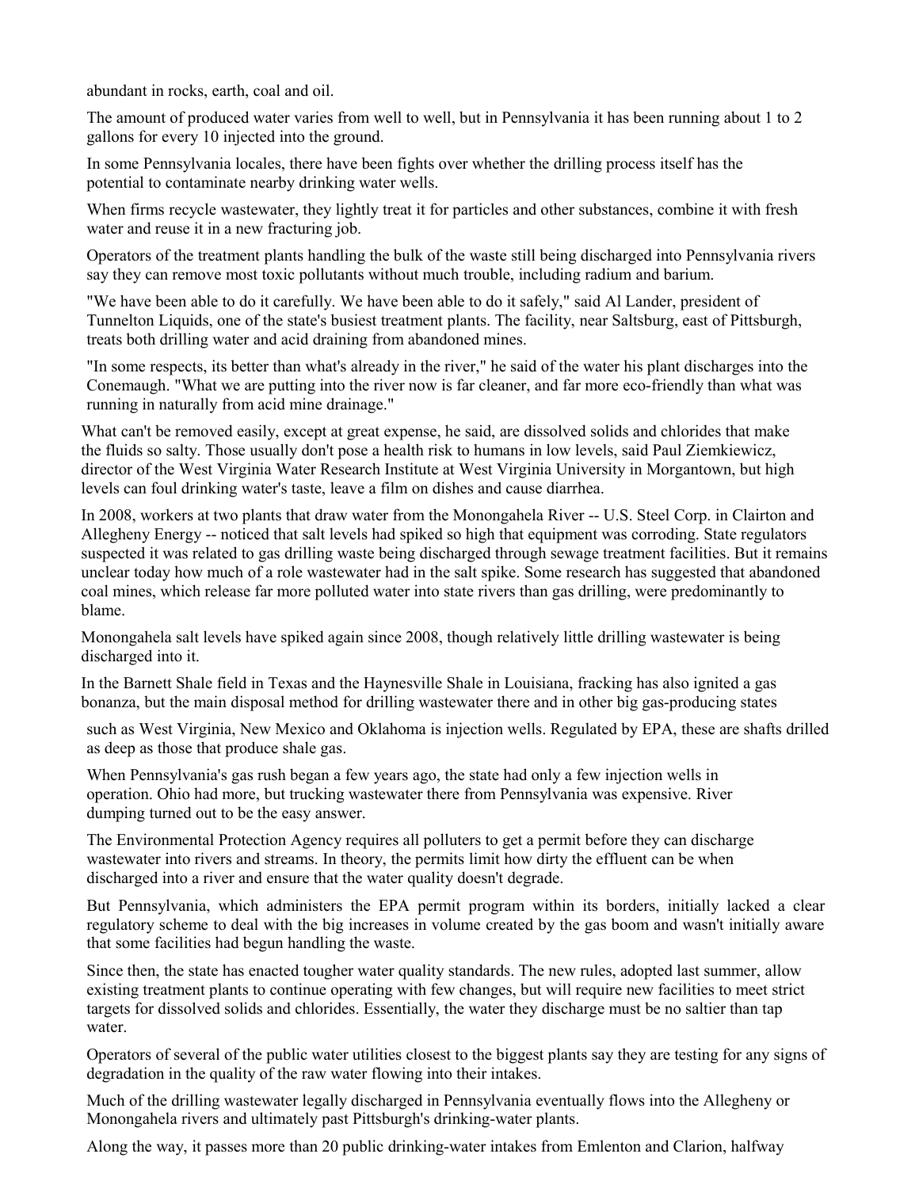abundant in rocks, earth, coal and oil.

The amount of produced water varies from well to well, but in Pennsylvania it has been running about 1 to 2 gallons for every 10 injected into the ground.

In some Pennsylvania locales, there have been fights over whether the drilling process itself has the potential to contaminate nearby drinking water wells.

When firms recycle wastewater, they lightly treat it for particles and other substances, combine it with fresh water and reuse it in a new fracturing job.

Operators of the treatment plants handling the bulk of the waste still being discharged into Pennsylvania rivers say they can remove most toxic pollutants without much trouble, including radium and barium.

"We have been able to do it carefully. We have been able to do it safely," said Al Lander, president of Tunnelton Liquids, one of the state's busiest treatment plants. The facility, near Saltsburg, east of Pittsburgh, treats both drilling water and acid draining from abandoned mines.

"In some respects, its better than what's already in the river," he said of the water his plant discharges into the Conemaugh. "What we are putting into the river now is far cleaner, and far more eco-friendly than what was running in naturally from acid mine drainage."

What can't be removed easily, except at great expense, he said, are dissolved solids and chlorides that make the fluids so salty. Those usually don't pose a health risk to humans in low levels, said Paul Ziemkiewicz, director of the West Virginia Water Research Institute at West Virginia University in Morgantown, but high levels can foul drinking water's taste, leave a film on dishes and cause diarrhea.

In 2008, workers at two plants that draw water from the Monongahela River -- U.S. Steel Corp. in Clairton and Allegheny Energy -- noticed that salt levels had spiked so high that equipment was corroding. State regulators suspected it was related to gas drilling waste being discharged through sewage treatment facilities. But it remains unclear today how much of a role wastewater had in the salt spike. Some research has suggested that abandoned coal mines, which release far more polluted water into state rivers than gas drilling, were predominantly to blame.

Monongahela salt levels have spiked again since 2008, though relatively little drilling wastewater is being discharged into it.

In the Barnett Shale field in Texas and the Haynesville Shale in Louisiana, fracking has also ignited a gas bonanza, but the main disposal method for drilling wastewater there and in other big gas-producing states such as West Virginia, New Mexico and Oklahoma is injection wells. Regulated by EPA, these are shafts drilled as deep as those that produce shale gas.

When Pennsylvania's gas rush began a few years ago, the state had only a few injection wells in operation. Ohio had more, but trucking wastewater there from Pennsylvania was expensive. River dumping turned out to be the easy answer.

The Environmental Protection Agency requires all polluters to get a permit before they can discharge wastewater into rivers and streams. In theory, the permits limit how dirty the effluent can be when discharged into a river and ensure that the water quality doesn't degrade.

But Pennsylvania, which administers the EPA permit program within its borders, initially lacked a clear regulatory scheme to deal with the big increases in volume created by the gas boom and wasn't initially aware that some facilities had begun handling the waste.

Since then, the state has enacted tougher water quality standards. The new rules, adopted last summer, allow existing treatment plants to continue operating with few changes, but will require new facilities to meet strict targets for dissolved solids and chlorides. Essentially, the water they discharge must be no saltier than tap water.

Operators of several of the public water utilities closest to the biggest plants say they are testing for any signs of degradation in the quality of the raw water flowing into their intakes.

Much of the drilling wastewater legally discharged in Pennsylvania eventually flows into the Allegheny or Monongahela rivers and ultimately past Pittsburgh's drinking-water plants.

Along the way, it passes more than 20 public drinking-water intakes from Emlenton and Clarion, halfway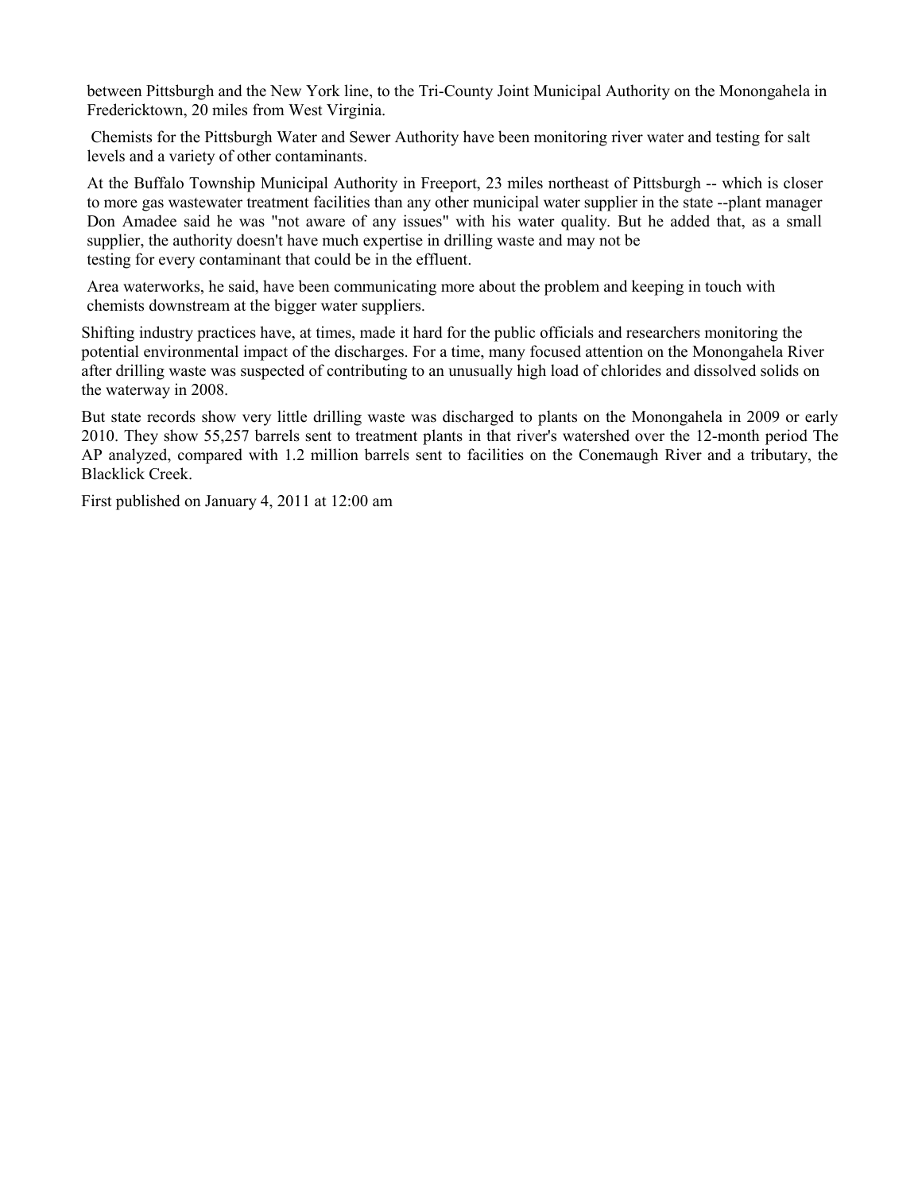between Pittsburgh and the New York line, to the Tri-County Joint Municipal Authority on the Monongahela in Fredericktown, 20 miles from West Virginia.

Chemists for the Pittsburgh Water and Sewer Authority have been monitoring river water and testing for salt levels and a variety of other contaminants.

At the Buffalo Township Municipal Authority in Freeport, 23 miles northeast of Pittsburgh -- which is closer to more gas wastewater treatment facilities than any other municipal water supplier in the state --plant manager Don Amadee said he was "not aware of any issues" with his water quality. But he added that, as a small supplier, the authority doesn't have much expertise in drilling waste and may not be testing for every contaminant that could be in the effluent.

Area waterworks, he said, have been communicating more about the problem and keeping in touch with chemists downstream at the bigger water suppliers.

Shifting industry practices have, at times, made it hard for the public officials and researchers monitoring the potential environmental impact of the discharges. For a time, many focused attention on the Monongahela River after drilling waste was suspected of contributing to an unusually high load of chlorides and dissolved solids on the waterway in 2008.

But state records show very little drilling waste was discharged to plants on the Monongahela in 2009 or early 2010. They show 55,257 barrels sent to treatment plants in that river's watershed over the 12-month period The AP analyzed, compared with 1.2 million barrels sent to facilities on the Conemaugh River and a tributary, the Blacklick Creek.

First published on January 4, 2011 at 12:00 am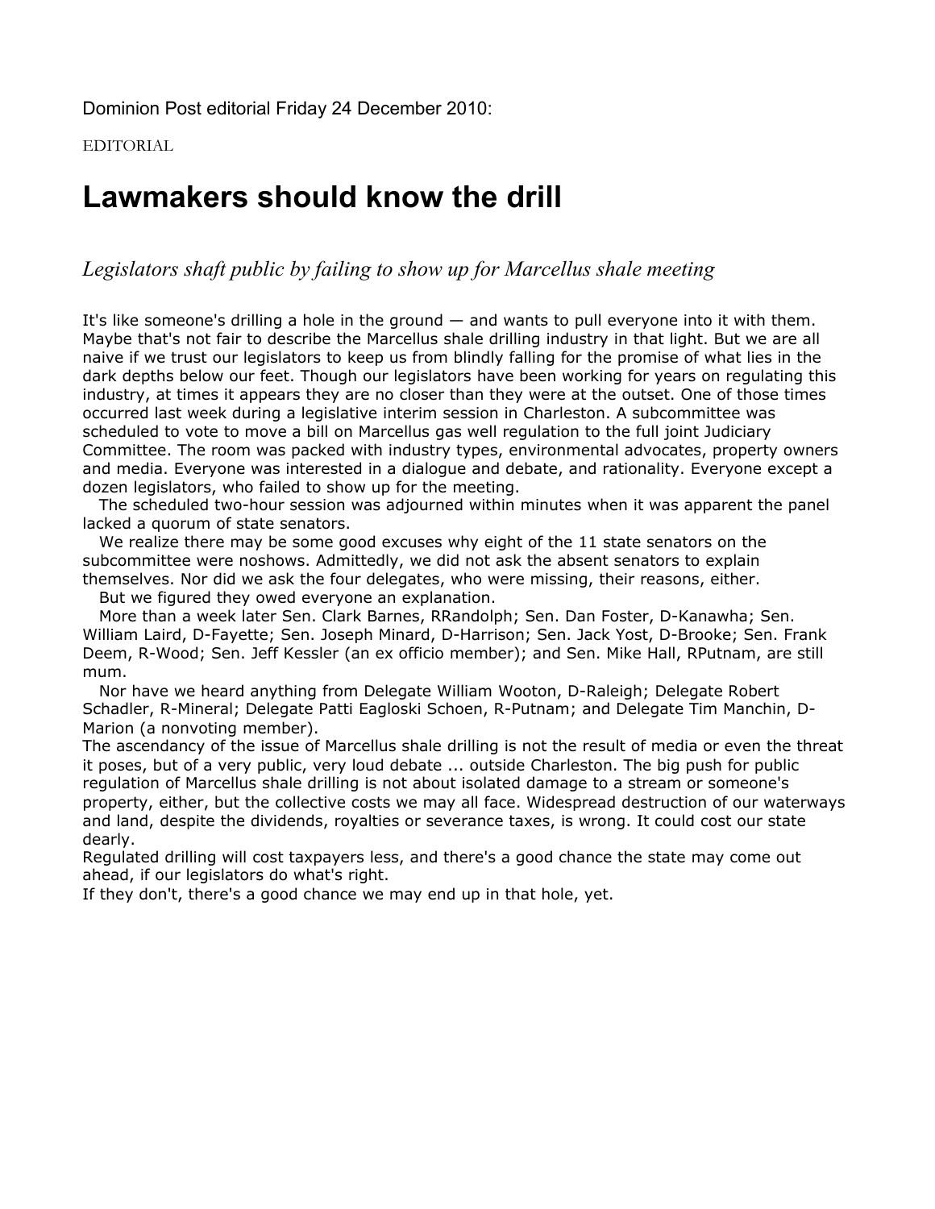Dominion Post editorial Friday 24 December 2010:

EDITORIAL

# Lawmakers should know the drill

*Legislators shaft public by failing to show up for Marcellus shale meeting*

It's like someone's drilling a hole in the ground — and wants to pull everyone into it with them. Maybe that's not fair to describe the Marcellus shale drilling industry in that light. But we are all naive if we trust our legislators to keep us from blindly falling for the promise of what lies in the dark depths below our feet. Though our legislators have been working for years on regulating this industry, at times it appears they are no closer than they were at the outset. One of those times occurred last week during a legislative interim session in Charleston. A subcommittee was scheduled to vote to move a bill on Marcellus gas well regulation to the full joint Judiciary Committee. The room was packed with industry types, environmental advocates, property owners and media. Everyone was interested in a dialogue and debate, and rationality. Everyone except a dozen legislators, who failed to show up for the meeting.

The scheduled two-hour session was adjourned within minutes when it was apparent the panel lacked a quorum of state senators.

We realize there may be some good excuses why eight of the 11 state senators on the subcommittee were noshows. Admittedly, we did not ask the absent senators to explain themselves. Nor did we ask the four delegates, who were missing, their reasons, either.

But we figured they owed everyone an explanation.

More than a week later Sen. Clark Barnes, RRandolph; Sen. Dan Foster, D-Kanawha; Sen. William Laird, D-Fayette; Sen. Joseph Minard, D-Harrison; Sen. Jack Yost, D-Brooke; Sen. Frank Deem, R-Wood; Sen. Jeff Kessler (an ex officio member); and Sen. Mike Hall, RPutnam, are still mum.

Nor have we heard anything from Delegate William Wooton, D-Raleigh; Delegate Robert Schadler, R-Mineral; Delegate Patti Eagloski Schoen, R-Putnam; and Delegate Tim Manchin, D-Marion (a nonvoting member).

The ascendancy of the issue of Marcellus shale drilling is not the result of media or even the threat it poses, but of a very public, very loud debate ... outside Charleston. The big push for public regulation of Marcellus shale drilling is not about isolated damage to a stream or someone's property, either, but the collective costs we may all face. Widespread destruction of our waterways and land, despite the dividends, royalties or severance taxes, is wrong. It could cost our state dearly.

Regulated drilling will cost taxpayers less, and there's a good chance the state may come out ahead, if our legislators do what's right.

If they don't, there's a good chance we may end up in that hole, yet.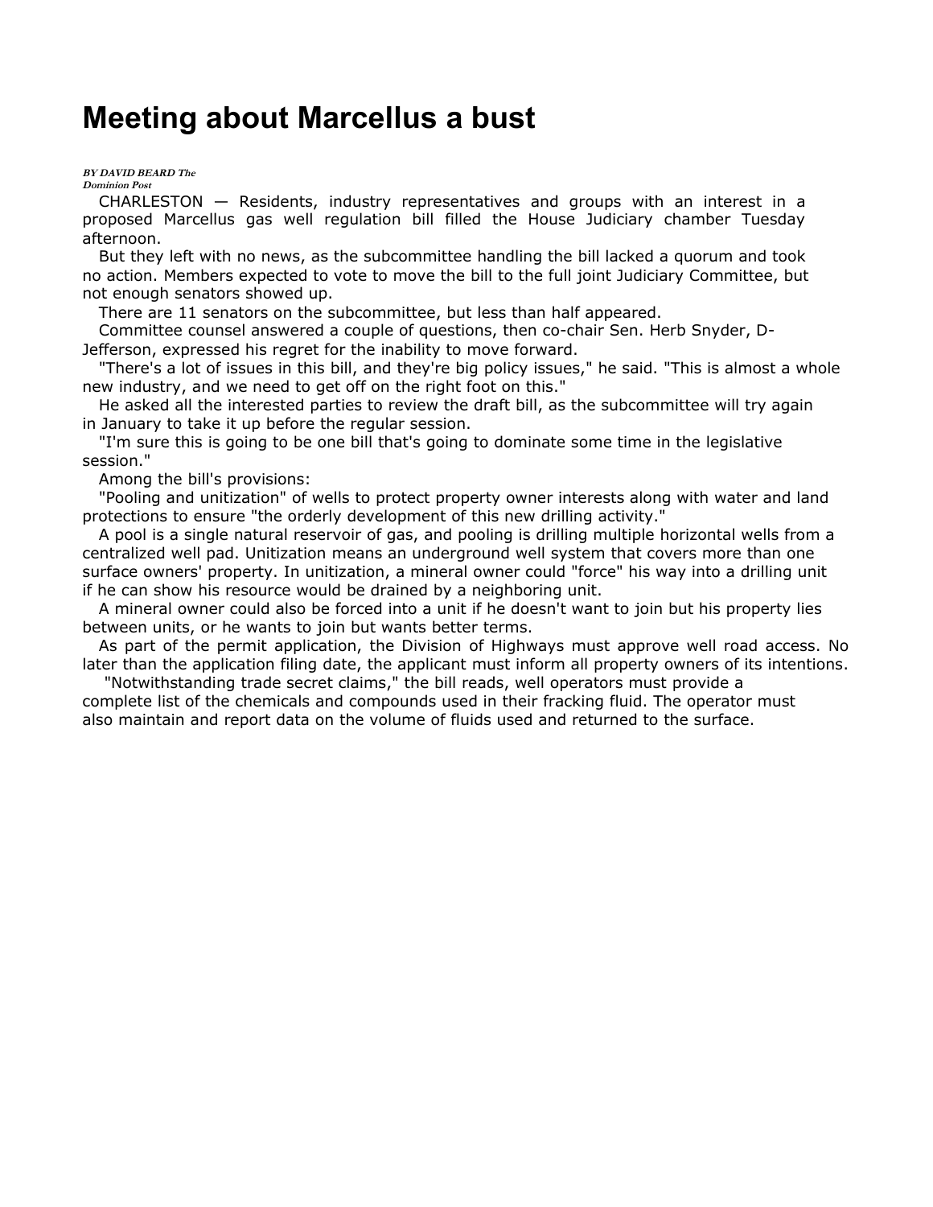# Meeting about Marcellus a bust

***BY DAVID BEARD The Dominion Post***

CHARLESTON — Residents, industry representatives and groups with an interest in a proposed Marcellus gas well regulation bill filled the House Judiciary chamber Tuesday afternoon.

But they left with no news, as the subcommittee handling the bill lacked a quorum and took no action. Members expected to vote to move the bill to the full joint Judiciary Committee, but not enough senators showed up.

There are 11 senators on the subcommittee, but less than half appeared.

Committee counsel answered a couple of questions, then co-chair Sen. Herb Snyder, D-Jefferson, expressed his regret for the inability to move forward.

"There's a lot of issues in this bill, and they're big policy issues," he said. "This is almost a whole new industry, and we need to get off on the right foot on this."

He asked all the interested parties to review the draft bill, as the subcommittee will try again in January to take it up before the regular session.

"I'm sure this is going to be one bill that's going to dominate some time in the legislative session."

Among the bill's provisions:

"Pooling and unitization" of wells to protect property owner interests along with water and land protections to ensure "the orderly development of this new drilling activity."

A pool is a single natural reservoir of gas, and pooling is drilling multiple horizontal wells from a centralized well pad. Unitization means an underground well system that covers more than one surface owners' property. In unitization, a mineral owner could "force" his way into a drilling unit if he can show his resource would be drained by a neighboring unit.

A mineral owner could also be forced into a unit if he doesn't want to join but his property lies between units, or he wants to join but wants better terms.

As part of the permit application, the Division of Highways must approve well road access. No later than the application filing date, the applicant must inform all property owners of its intentions.

"Notwithstanding trade secret claims," the bill reads, well operators must provide a complete list of the chemicals and compounds used in their fracking fluid. The operator must also maintain and report data on the volume of fluids used and returned to the surface.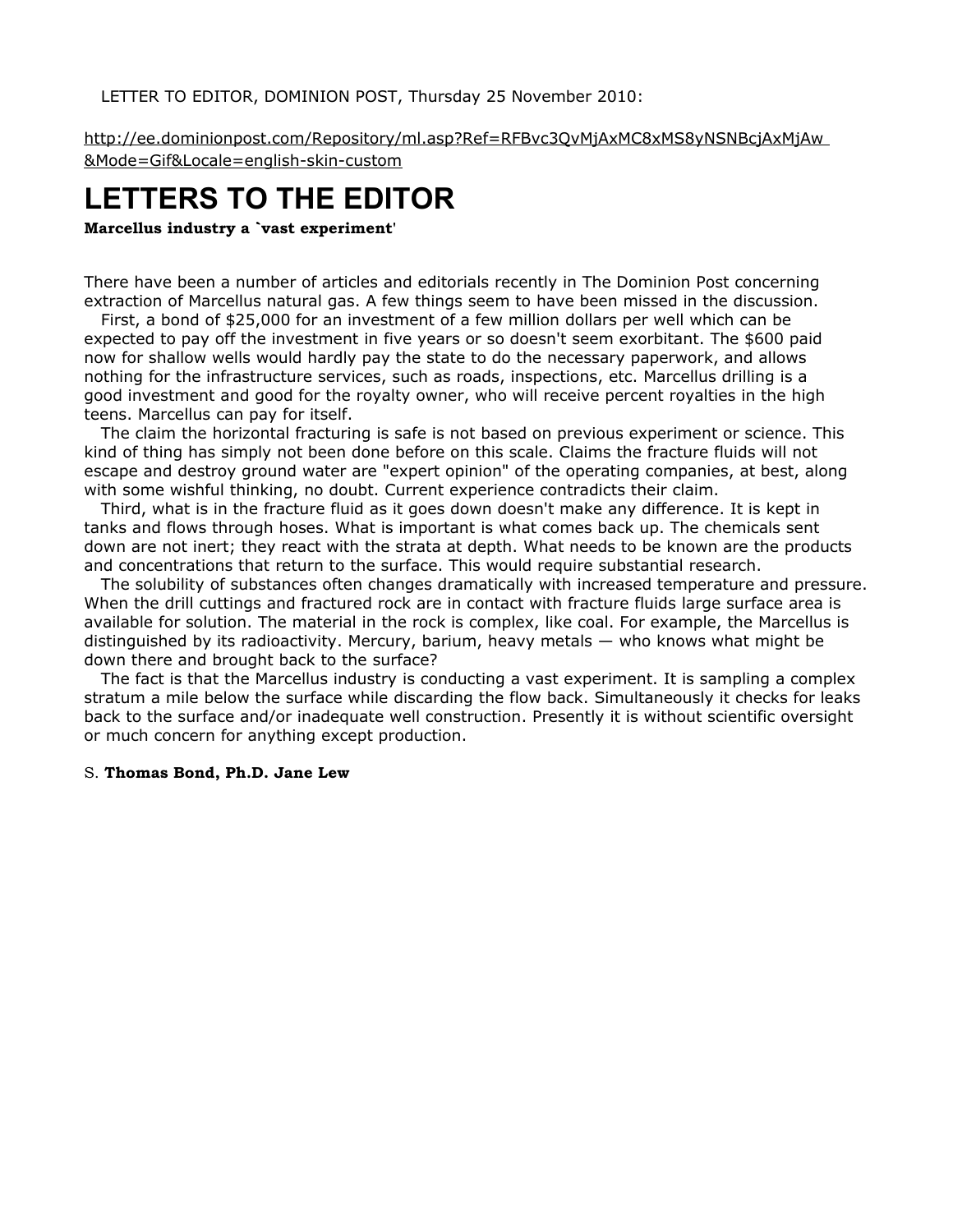LETTER TO EDITOR, DOMINION POST, Thursday 25 November 2010:

http://ee.dominionpost.com/Repository/ml.asp?Ref=RFBvc3QvMjAxMC8xMS8yNSNBcjAxMjAw&Mode=Gif&Locale=english-skin-custom

# LETTERS TO THE EDITOR

**Marcellus industry a `vast experiment'**

There have been a number of articles and editorials recently in The Dominion Post concerning extraction of Marcellus natural gas. A few things seem to have been missed in the discussion.

First, a bond of $25,000 for an investment of a few million dollars per well which can be expected to pay off the investment in five years or so doesn't seem exorbitant. The $600 paid now for shallow wells would hardly pay the state to do the necessary paperwork, and allows nothing for the infrastructure services, such as roads, inspections, etc. Marcellus drilling is a good investment and good for the royalty owner, who will receive percent royalties in the high teens. Marcellus can pay for itself.

The claim the horizontal fracturing is safe is not based on previous experiment or science. This kind of thing has simply not been done before on this scale. Claims the fracture fluids will not escape and destroy ground water are "expert opinion" of the operating companies, at best, along with some wishful thinking, no doubt. Current experience contradicts their claim.

Third, what is in the fracture fluid as it goes down doesn't make any difference. It is kept in tanks and flows through hoses. What is important is what comes back up. The chemicals sent down are not inert; they react with the strata at depth. What needs to be known are the products and concentrations that return to the surface. This would require substantial research.

The solubility of substances often changes dramatically with increased temperature and pressure. When the drill cuttings and fractured rock are in contact with fracture fluids large surface area is available for solution. The material in the rock is complex, like coal. For example, the Marcellus is distinguished by its radioactivity. Mercury, barium, heavy metals — who knows what might be down there and brought back to the surface?

The fact is that the Marcellus industry is conducting a vast experiment. It is sampling a complex stratum a mile below the surface while discarding the flow back. Simultaneously it checks for leaks back to the surface and/or inadequate well construction. Presently it is without scientific oversight or much concern for anything except production.

S. **Thomas Bond, Ph.D. Jane Lew**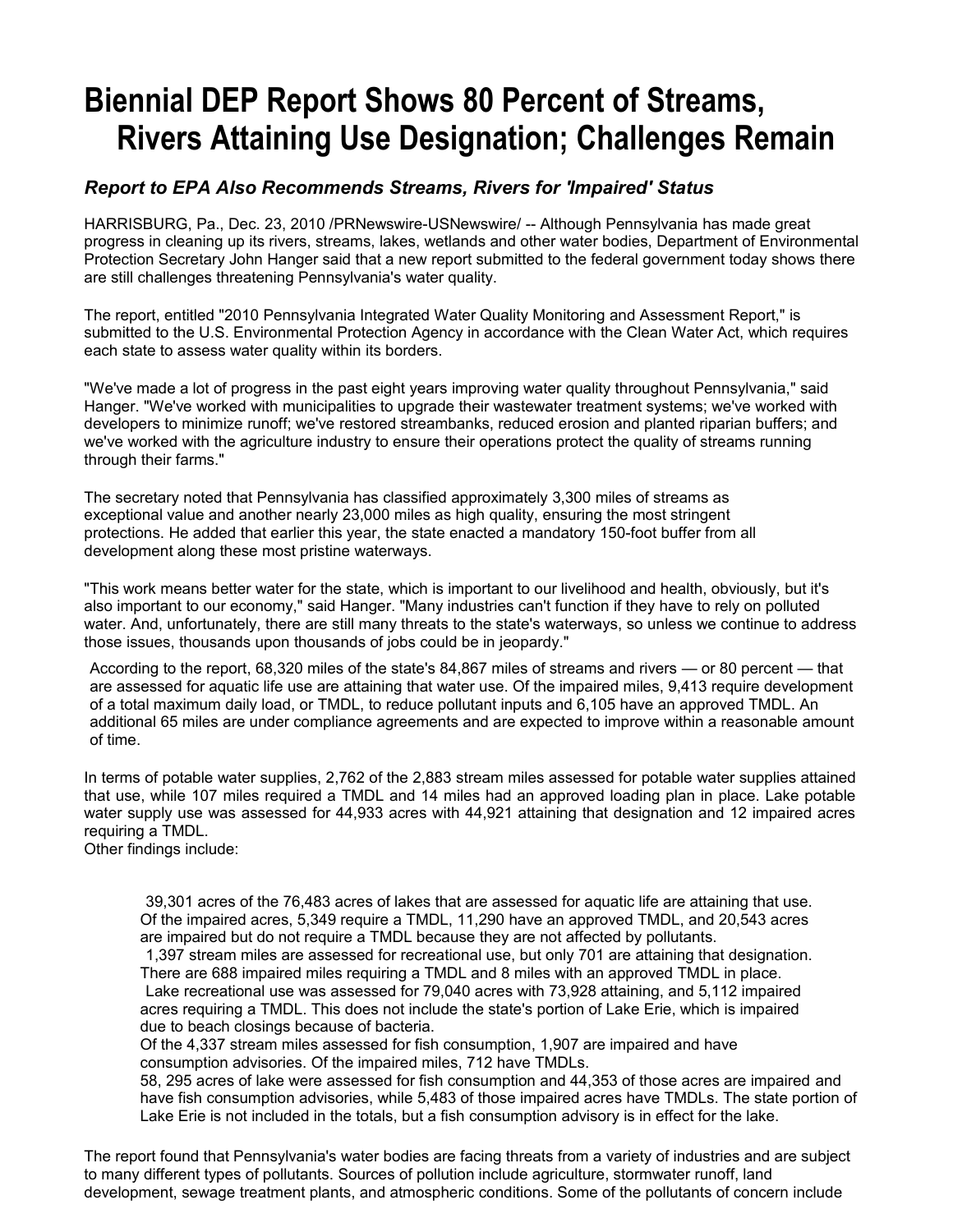# Biennial DEP Report Shows 80 Percent of Streams, Rivers Attaining Use Designation; Challenges Remain

### *Report to EPA Also Recommends Streams, Rivers for 'Impaired' Status*

HARRISBURG, Pa., Dec. 23, 2010 /PRNewswire-USNewswire/ -- Although Pennsylvania has made great progress in cleaning up its rivers, streams, lakes, wetlands and other water bodies, Department of Environmental Protection Secretary John Hanger said that a new report submitted to the federal government today shows there are still challenges threatening Pennsylvania's water quality.

The report, entitled "2010 Pennsylvania Integrated Water Quality Monitoring and Assessment Report," is submitted to the U.S. Environmental Protection Agency in accordance with the Clean Water Act, which requires each state to assess water quality within its borders.

"We've made a lot of progress in the past eight years improving water quality throughout Pennsylvania," said Hanger. "We've worked with municipalities to upgrade their wastewater treatment systems; we've worked with developers to minimize runoff; we've restored streambanks, reduced erosion and planted riparian buffers; and we've worked with the agriculture industry to ensure their operations protect the quality of streams running through their farms."

The secretary noted that Pennsylvania has classified approximately 3,300 miles of streams as exceptional value and another nearly 23,000 miles as high quality, ensuring the most stringent protections. He added that earlier this year, the state enacted a mandatory 150-foot buffer from all development along these most pristine waterways.

"This work means better water for the state, which is important to our livelihood and health, obviously, but it's also important to our economy," said Hanger. "Many industries can't function if they have to rely on polluted water. And, unfortunately, there are still many threats to the state's waterways, so unless we continue to address those issues, thousands upon thousands of jobs could be in jeopardy."

According to the report, 68,320 miles of the state's 84,867 miles of streams and rivers — or 80 percent — that are assessed for aquatic life use are attaining that water use. Of the impaired miles, 9,413 require development of a total maximum daily load, or TMDL, to reduce pollutant inputs and 6,105 have an approved TMDL. An additional 65 miles are under compliance agreements and are expected to improve within a reasonable amount of time.

In terms of potable water supplies, 2,762 of the 2,883 stream miles assessed for potable water supplies attained that use, while 107 miles required a TMDL and 14 miles had an approved loading plan in place. Lake potable water supply use was assessed for 44,933 acres with 44,921 attaining that designation and 12 impaired acres requiring a TMDL.

Other findings include:

- 39,301 acres of the 76,483 acres of lakes that are assessed for aquatic life are attaining that use. Of the impaired acres, 5,349 require a TMDL, 11,290 have an approved TMDL, and 20,543 acres are impaired but do not require a TMDL because they are not affected by pollutants.
- 1,397 stream miles are assessed for recreational use, but only 701 are attaining that designation. There are 688 impaired miles requiring a TMDL and 8 miles with an approved TMDL in place.
- Lake recreational use was assessed for 79,040 acres with 73,928 attaining, and 5,112 impaired acres requiring a TMDL. This does not include the state's portion of Lake Erie, which is impaired due to beach closings because of bacteria.
- Of the 4,337 stream miles assessed for fish consumption, 1,907 are impaired and have consumption advisories. Of the impaired miles, 712 have TMDLs.
- 58, 295 acres of lake were assessed for fish consumption and 44,353 of those acres are impaired and have fish consumption advisories, while 5,483 of those impaired acres have TMDLs. The state portion of Lake Erie is not included in the totals, but a fish consumption advisory is in effect for the lake.

The report found that Pennsylvania's water bodies are facing threats from a variety of industries and are subject to many different types of pollutants. Sources of pollution include agriculture, stormwater runoff, land development, sewage treatment plants, and atmospheric conditions. Some of the pollutants of concern include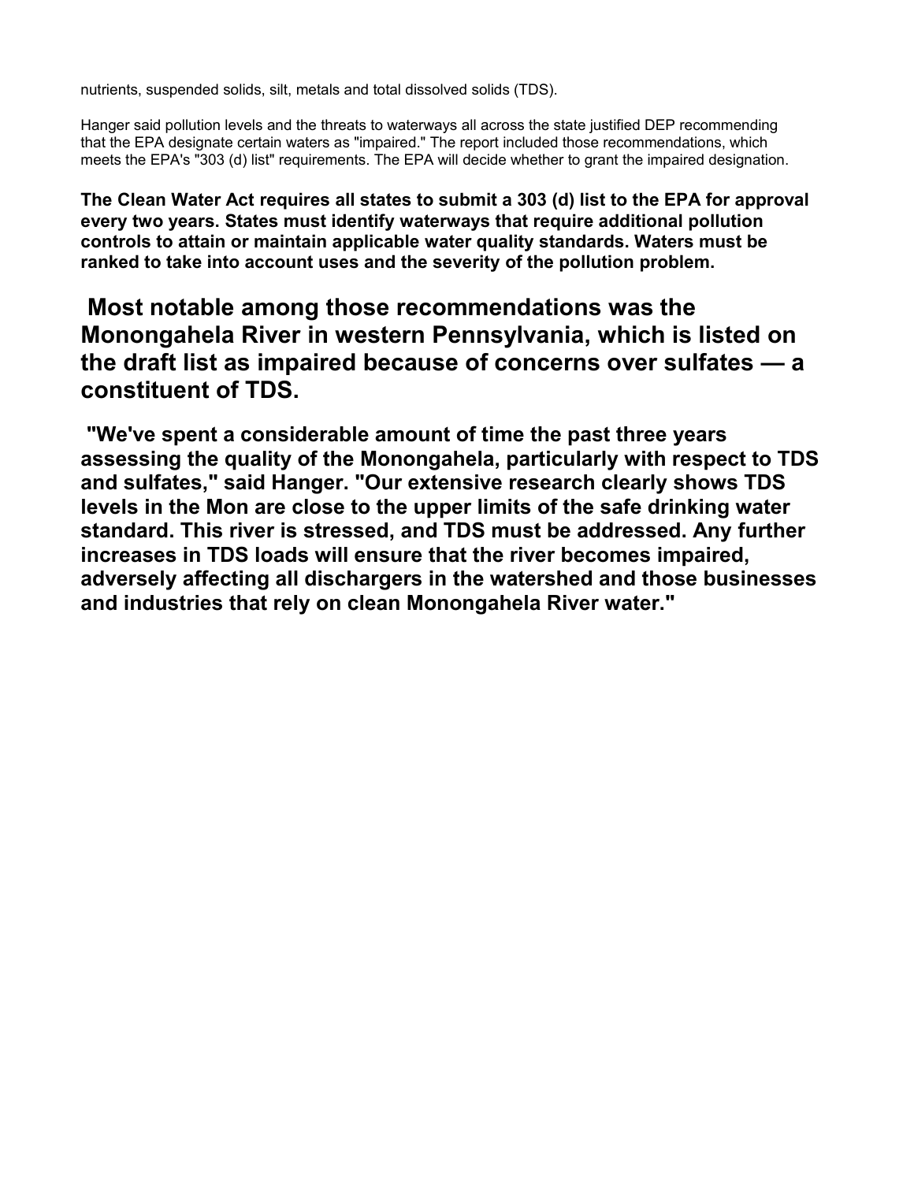nutrients, suspended solids, silt, metals and total dissolved solids (TDS).

Hanger said pollution levels and the threats to waterways all across the state justified DEP recommending that the EPA designate certain waters as "impaired." The report included those recommendations, which meets the EPA's "303 (d) list" requirements. The EPA will decide whether to grant the impaired designation.

**The Clean Water Act requires all states to submit a 303 (d) list to the EPA for approval every two years. States must identify waterways that require additional pollution controls to attain or maintain applicable water quality standards. Waters must be ranked to take into account uses and the severity of the pollution problem.**

**Most notable among those recommendations was the Monongahela River in western Pennsylvania, which is listed on the draft list as impaired because of concerns over sulfates — a constituent of TDS.**

**"We've spent a considerable amount of time the past three years assessing the quality of the Monongahela, particularly with respect to TDS and sulfates," said Hanger. "Our extensive research clearly shows TDS levels in the Mon are close to the upper limits of the safe drinking water standard. This river is stressed, and TDS must be addressed. Any further increases in TDS loads will ensure that the river becomes impaired, adversely affecting all dischargers in the watershed and those businesses and industries that rely on clean Monongahela River water."**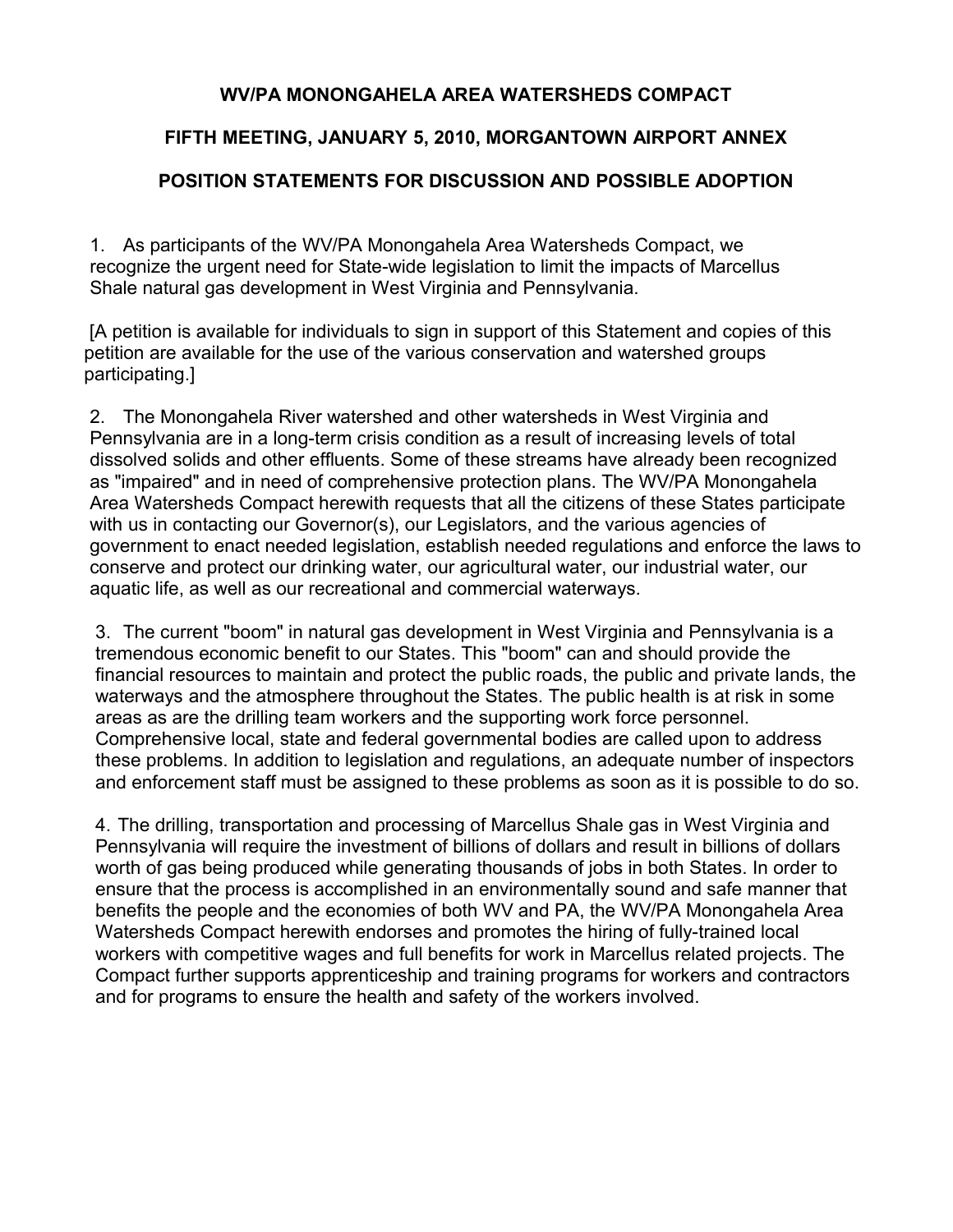# WV/PA MONONGAHELA AREA WATERSHEDS COMPACT

## FIFTH MEETING, JANUARY 5, 2010, MORGANTOWN AIRPORT ANNEX

## POSITION STATEMENTS FOR DISCUSSION AND POSSIBLE ADOPTION

1. As participants of the WV/PA Monongahela Area Watersheds Compact, we recognize the urgent need for State-wide legislation to limit the impacts of Marcellus Shale natural gas development in West Virginia and Pennsylvania.

[A petition is available for individuals to sign in support of this Statement and copies of this petition are available for the use of the various conservation and watershed groups participating.]

2. The Monongahela River watershed and other watersheds in West Virginia and Pennsylvania are in a long-term crisis condition as a result of increasing levels of total dissolved solids and other effluents. Some of these streams have already been recognized as "impaired" and in need of comprehensive protection plans. The WV/PA Monongahela Area Watersheds Compact herewith requests that all the citizens of these States participate with us in contacting our Governor(s), our Legislators, and the various agencies of government to enact needed legislation, establish needed regulations and enforce the laws to conserve and protect our drinking water, our agricultural water, our industrial water, our aquatic life, as well as our recreational and commercial waterways.

3. The current "boom" in natural gas development in West Virginia and Pennsylvania is a tremendous economic benefit to our States. This "boom" can and should provide the financial resources to maintain and protect the public roads, the public and private lands, the waterways and the atmosphere throughout the States. The public health is at risk in some areas as are the drilling team workers and the supporting work force personnel. Comprehensive local, state and federal governmental bodies are called upon to address these problems. In addition to legislation and regulations, an adequate number of inspectors and enforcement staff must be assigned to these problems as soon as it is possible to do so.

4. The drilling, transportation and processing of Marcellus Shale gas in West Virginia and Pennsylvania will require the investment of billions of dollars and result in billions of dollars worth of gas being produced while generating thousands of jobs in both States. In order to ensure that the process is accomplished in an environmentally sound and safe manner that benefits the people and the economies of both WV and PA, the WV/PA Monongahela Area Watersheds Compact herewith endorses and promotes the hiring of fully-trained local workers with competitive wages and full benefits for work in Marcellus related projects. The Compact further supports apprenticeship and training programs for workers and contractors and for programs to ensure the health and safety of the workers involved.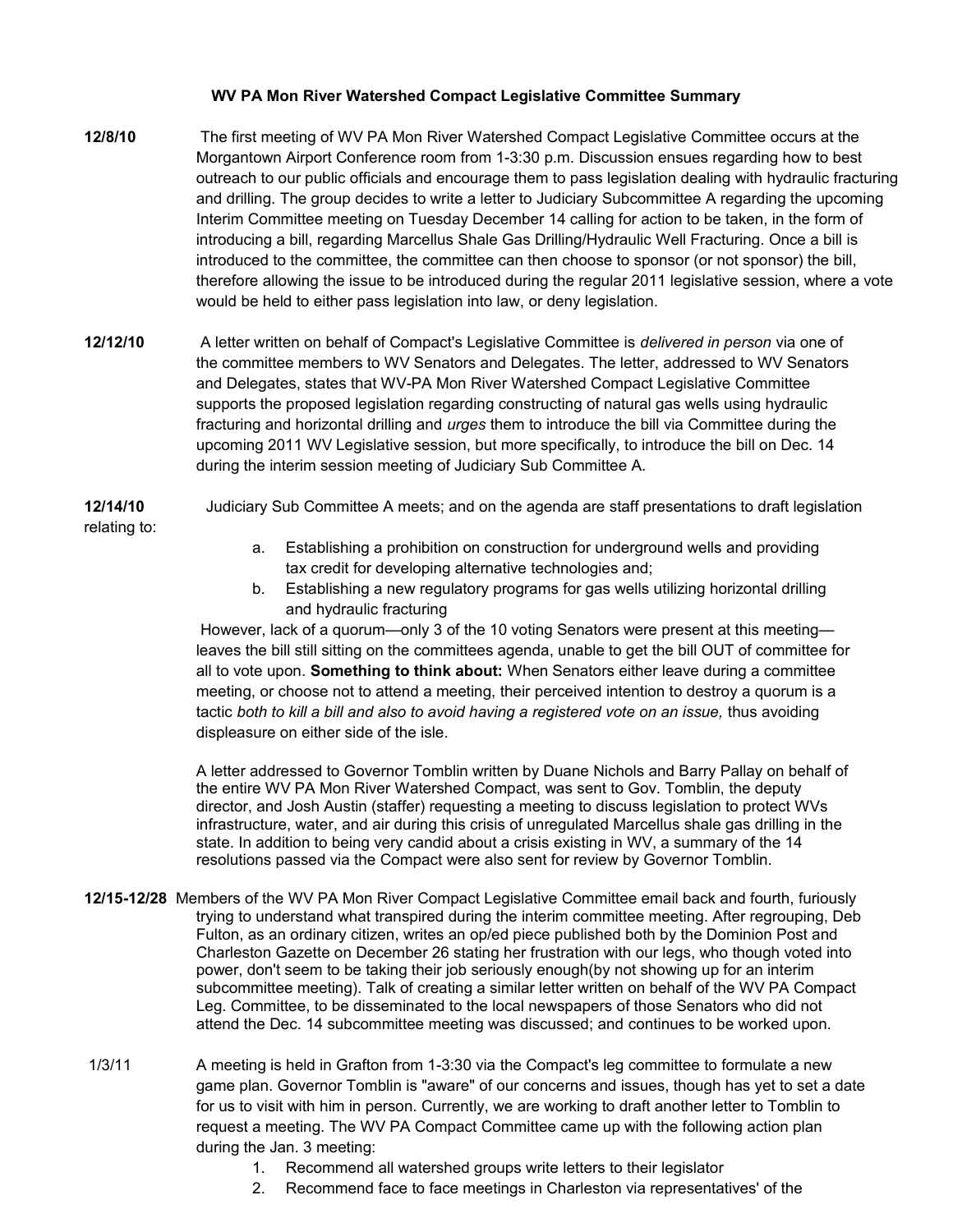**WV PA Mon River Watershed Compact Legislative Committee Summary**

**12/8/10** The first meeting of WV PA Mon River Watershed Compact Legislative Committee occurs at the Morgantown Airport Conference room from 1-3:30 p.m. Discussion ensues regarding how to best outreach to our public officials and encourage them to pass legislation dealing with hydraulic fracturing and drilling. The group decides to write a letter to Judiciary Subcommittee A regarding the upcoming Interim Committee meeting on Tuesday December 14 calling for action to be taken, in the form of introducing a bill, regarding Marcellus Shale Gas Drilling/Hydraulic Well Fracturing. Once a bill is introduced to the committee, the committee can then choose to sponsor (or not sponsor) the bill, therefore allowing the issue to be introduced during the regular 2011 legislative session, where a vote would be held to either pass legislation into law, or deny legislation.

**12/12/10** A letter written on behalf of Compact's Legislative Committee is *delivered in person* via one of the committee members to WV Senators and Delegates. The letter, addressed to WV Senators and Delegates, states that WV-PA Mon River Watershed Compact Legislative Committee supports the proposed legislation regarding constructing of natural gas wells using hydraulic fracturing and horizontal drilling and *urges* them to introduce the bill via Committee during the upcoming 2011 WV Legislative session, but more specifically, to introduce the bill on Dec. 14 during the interim session meeting of Judiciary Sub Committee A.

**12/14/10** Judiciary Sub Committee A meets; and on the agenda are staff presentations to draft legislation relating to:

a. Establishing a prohibition on construction for underground wells and providing tax credit for developing alternative technologies and;
b. Establishing a new regulatory programs for gas wells utilizing horizontal drilling and hydraulic fracturing

However, lack of a quorum—only 3 of the 10 voting Senators were present at this meeting—leaves the bill still sitting on the committees agenda, unable to get the bill OUT of committee for all to vote upon. **Something to think about:** When Senators either leave during a committee meeting, or choose not to attend a meeting, their perceived intention to destroy a quorum is a tactic *both to kill a bill and also to avoid having a registered vote on an issue,* thus avoiding displeasure on either side of the isle.

A letter addressed to Governor Tomblin written by Duane Nichols and Barry Pallay on behalf of the entire WV PA Mon River Watershed Compact, was sent to Gov. Tomblin, the deputy director, and Josh Austin (staffer) requesting a meeting to discuss legislation to protect WVs infrastructure, water, and air during this crisis of unregulated Marcellus shale gas drilling in the state. In addition to being very candid about a crisis existing in WV, a summary of the 14 resolutions passed via the Compact were also sent for review by Governor Tomblin.

**12/15-12/28** Members of the WV PA Mon River Compact Legislative Committee email back and fourth, furiously trying to understand what transpired during the interim committee meeting. After regrouping, Deb Fulton, as an ordinary citizen, writes an op/ed piece published both by the Dominion Post and Charleston Gazette on December 26 stating her frustration with our legs, who though voted into power, don't seem to be taking their job seriously enough(by not showing up for an interim subcommittee meeting). Talk of creating a similar letter written on behalf of the WV PA Compact Leg. Committee, to be disseminated to the local newspapers of those Senators who did not attend the Dec. 14 subcommittee meeting was discussed; and continues to be worked upon.

1/3/11 A meeting is held in Grafton from 1-3:30 via the Compact's leg committee to formulate a new game plan. Governor Tomblin is "aware" of our concerns and issues, though has yet to set a date for us to visit with him in person. Currently, we are working to draft another letter to Tomblin to request a meeting. The WV PA Compact Committee came up with the following action plan during the Jan. 3 meeting:

1. Recommend all watershed groups write letters to their legislator
2. Recommend face to face meetings in Charleston via representatives' of the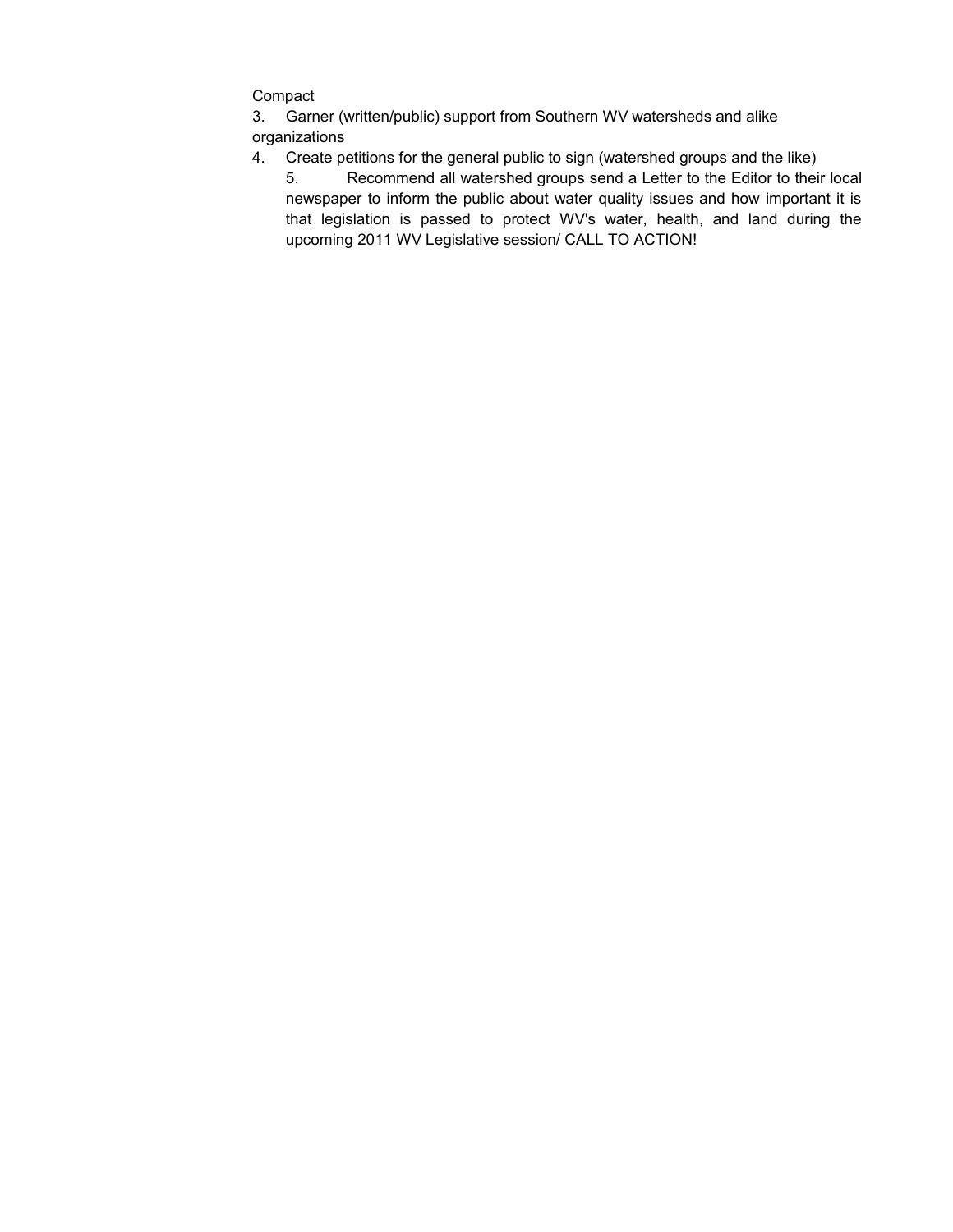Compact

3. Garner (written/public) support from Southern WV watersheds and alike organizations
4. Create petitions for the general public to sign (watershed groups and the like)
5. Recommend all watershed groups send a Letter to the Editor to their local newspaper to inform the public about water quality issues and how important it is that legislation is passed to protect WV's water, health, and land during the upcoming 2011 WV Legislative session/ CALL TO ACTION!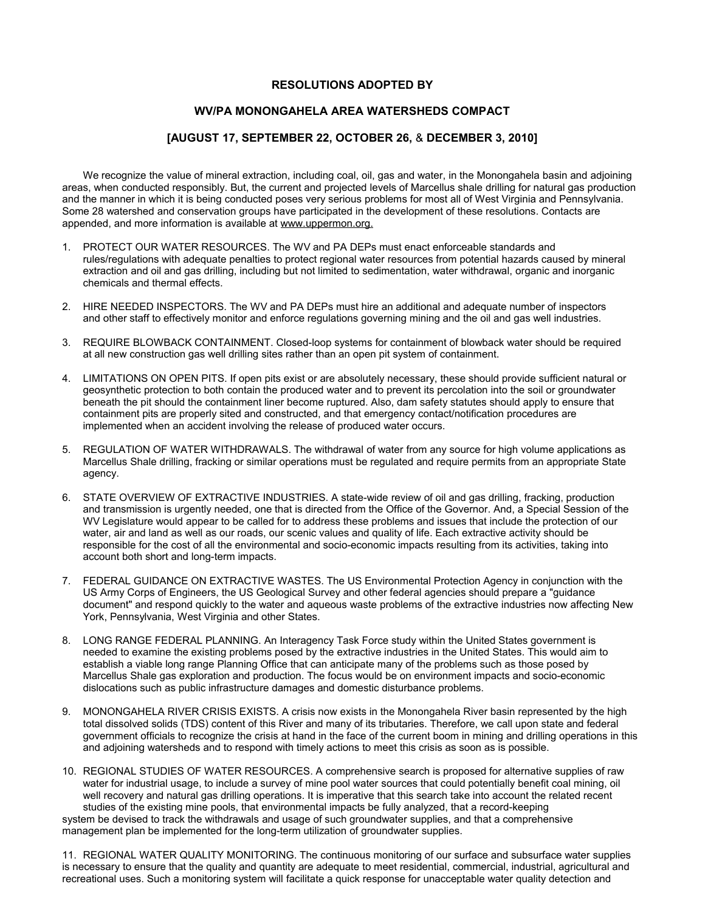**RESOLUTIONS ADOPTED BY**

**WV/PA MONONGAHELA AREA WATERSHEDS COMPACT**

**[AUGUST 17, SEPTEMBER 22, OCTOBER 26, & DECEMBER 3, 2010]**

We recognize the value of mineral extraction, including coal, oil, gas and water, in the Monongahela basin and adjoining areas, when conducted responsibly. But, the current and projected levels of Marcellus shale drilling for natural gas production and the manner in which it is being conducted poses very serious problems for most all of West Virginia and Pennsylvania. Some 28 watershed and conservation groups have participated in the development of these resolutions. Contacts are appended, and more information is available at www.uppermon.org.

1. PROTECT OUR WATER RESOURCES. The WV and PA DEPs must enact enforceable standards and rules/regulations with adequate penalties to protect regional water resources from potential hazards caused by mineral extraction and oil and gas drilling, including but not limited to sedimentation, water withdrawal, organic and inorganic chemicals and thermal effects.

2. HIRE NEEDED INSPECTORS. The WV and PA DEPs must hire an additional and adequate number of inspectors and other staff to effectively monitor and enforce regulations governing mining and the oil and gas well industries.

3. REQUIRE BLOWBACK CONTAINMENT. Closed-loop systems for containment of blowback water should be required at all new construction gas well drilling sites rather than an open pit system of containment.

4. LIMITATIONS ON OPEN PITS. If open pits exist or are absolutely necessary, these should provide sufficient natural or geosynthetic protection to both contain the produced water and to prevent its percolation into the soil or groundwater beneath the pit should the containment liner become ruptured. Also, dam safety statutes should apply to ensure that containment pits are properly sited and constructed, and that emergency contact/notification procedures are implemented when an accident involving the release of produced water occurs.

5. REGULATION OF WATER WITHDRAWALS. The withdrawal of water from any source for high volume applications as Marcellus Shale drilling, fracking or similar operations must be regulated and require permits from an appropriate State agency.

6. STATE OVERVIEW OF EXTRACTIVE INDUSTRIES. A state-wide review of oil and gas drilling, fracking, production and transmission is urgently needed, one that is directed from the Office of the Governor. And, a Special Session of the WV Legislature would appear to be called for to address these problems and issues that include the protection of our water, air and land as well as our roads, our scenic values and quality of life. Each extractive activity should be responsible for the cost of all the environmental and socio-economic impacts resulting from its activities, taking into account both short and long-term impacts.

7. FEDERAL GUIDANCE ON EXTRACTIVE WASTES. The US Environmental Protection Agency in conjunction with the US Army Corps of Engineers, the US Geological Survey and other federal agencies should prepare a "guidance document" and respond quickly to the water and aqueous waste problems of the extractive industries now affecting New York, Pennsylvania, West Virginia and other States.

8. LONG RANGE FEDERAL PLANNING. An Interagency Task Force study within the United States government is needed to examine the existing problems posed by the extractive industries in the United States. This would aim to establish a viable long range Planning Office that can anticipate many of the problems such as those posed by Marcellus Shale gas exploration and production. The focus would be on environment impacts and socio-economic dislocations such as public infrastructure damages and domestic disturbance problems.

9. MONONGAHELA RIVER CRISIS EXISTS. A crisis now exists in the Monongahela River basin represented by the high total dissolved solids (TDS) content of this River and many of its tributaries. Therefore, we call upon state and federal government officials to recognize the crisis at hand in the face of the current boom in mining and drilling operations in this and adjoining watersheds and to respond with timely actions to meet this crisis as soon as is possible.

10. REGIONAL STUDIES OF WATER RESOURCES. A comprehensive search is proposed for alternative supplies of raw water for industrial usage, to include a survey of mine pool water sources that could potentially benefit coal mining, oil well recovery and natural gas drilling operations. It is imperative that this search take into account the related recent studies of the existing mine pools, that environmental impacts be fully analyzed, that a record-keeping system be devised to track the withdrawals and usage of such groundwater supplies, and that a comprehensive management plan be implemented for the long-term utilization of groundwater supplies.

11. REGIONAL WATER QUALITY MONITORING. The continuous monitoring of our surface and subsurface water supplies is necessary to ensure that the quality and quantity are adequate to meet residential, commercial, industrial, agricultural and recreational uses. Such a monitoring system will facilitate a quick response for unacceptable water quality detection and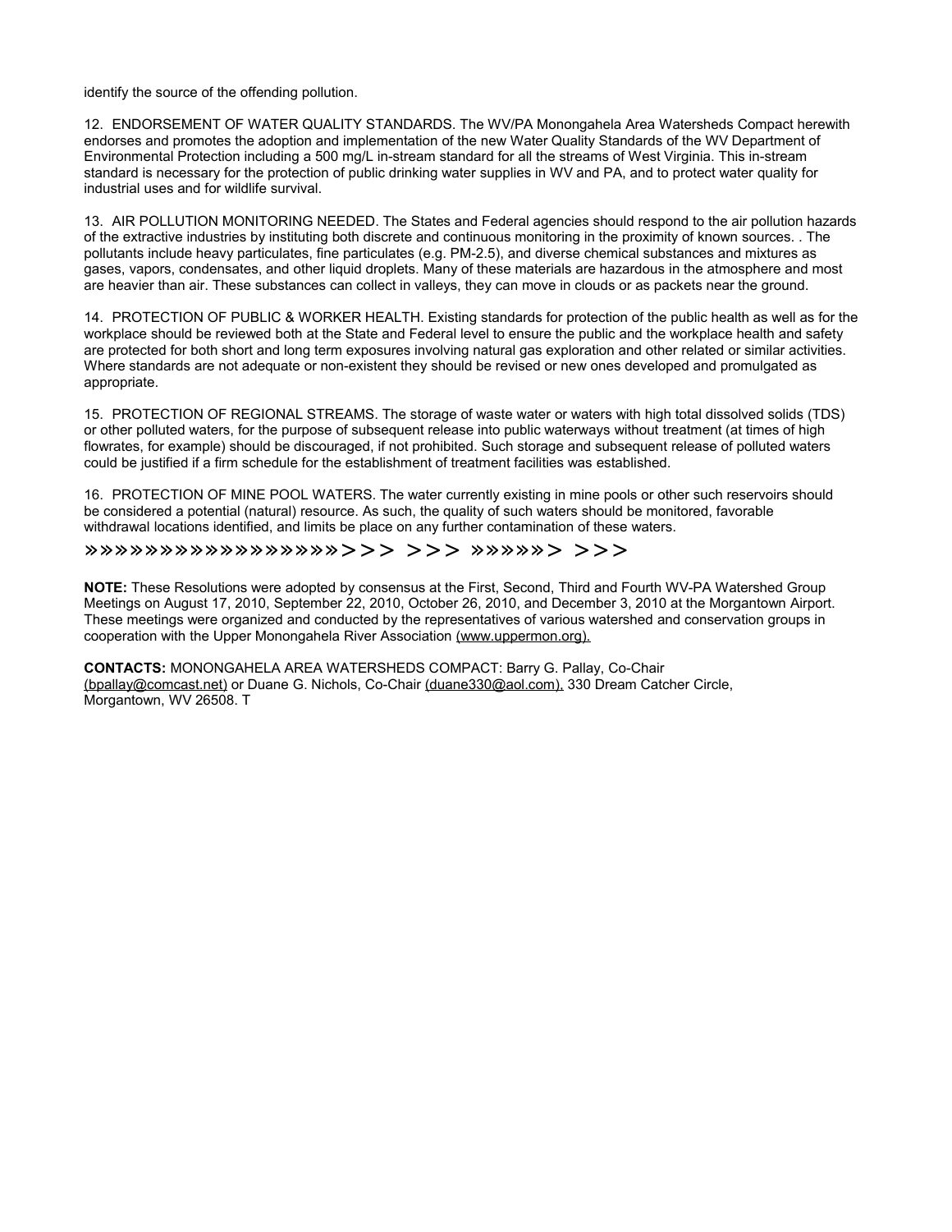identify the source of the offending pollution.

12. ENDORSEMENT OF WATER QUALITY STANDARDS. The WV/PA Monongahela Area Watersheds Compact herewith endorses and promotes the adoption and implementation of the new Water Quality Standards of the WV Department of Environmental Protection including a 500 mg/L in-stream standard for all the streams of West Virginia. This in-stream standard is necessary for the protection of public drinking water supplies in WV and PA, and to protect water quality for industrial uses and for wildlife survival.

13. AIR POLLUTION MONITORING NEEDED. The States and Federal agencies should respond to the air pollution hazards of the extractive industries by instituting both discrete and continuous monitoring in the proximity of known sources. . The pollutants include heavy particulates, fine particulates (e.g. PM-2.5), and diverse chemical substances and mixtures as gases, vapors, condensates, and other liquid droplets. Many of these materials are hazardous in the atmosphere and most are heavier than air. These substances can collect in valleys, they can move in clouds or as packets near the ground.

14. PROTECTION OF PUBLIC & WORKER HEALTH. Existing standards for protection of the public health as well as for the workplace should be reviewed both at the State and Federal level to ensure the public and the workplace health and safety are protected for both short and long term exposures involving natural gas exploration and other related or similar activities. Where standards are not adequate or non-existent they should be revised or new ones developed and promulgated as appropriate.

15. PROTECTION OF REGIONAL STREAMS. The storage of waste water or waters with high total dissolved solids (TDS) or other polluted waters, for the purpose of subsequent release into public waterways without treatment (at times of high flowrates, for example) should be discouraged, if not prohibited. Such storage and subsequent release of polluted waters could be justified if a firm schedule for the establishment of treatment facilities was established.

16. PROTECTION OF MINE POOL WATERS. The water currently existing in mine pools or other such reservoirs should be considered a potential (natural) resource. As such, the quality of such waters should be monitored, favorable withdrawal locations identified, and limits be place on any further contamination of these waters.

»»»»»»»»»»»»»»»»»>>> >>> »»»»»> >>>

**NOTE:** These Resolutions were adopted by consensus at the First, Second, Third and Fourth WV-PA Watershed Group Meetings on August 17, 2010, September 22, 2010, October 26, 2010, and December 3, 2010 at the Morgantown Airport. These meetings were organized and conducted by the representatives of various watershed and conservation groups in cooperation with the Upper Monongahela River Association (www.uppermon.org).

**CONTACTS:** MONONGAHELA AREA WATERSHEDS COMPACT: Barry G. Pallay, Co-Chair (bpallay@comcast.net) or Duane G. Nichols, Co-Chair (duane330@aol.com), 330 Dream Catcher Circle, Morgantown, WV 26508. T